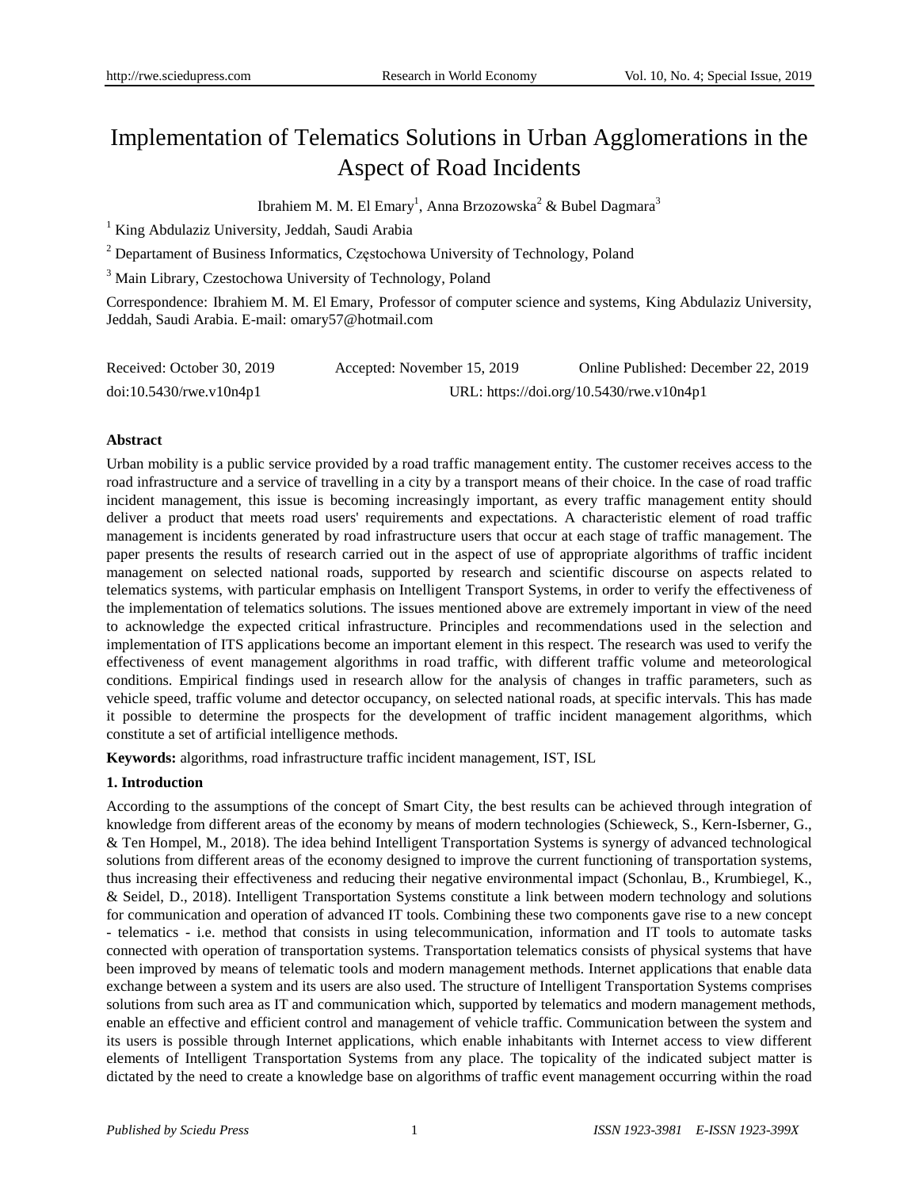# Implementation of Telematics Solutions in Urban Agglomerations in the Aspect of Road Incidents

Ibrahiem M. M. El Emary[1], Anna Brzozowska[2] & Bubel Dagmara[3]

[1] King Abdulaziz University, Jeddah, Saudi Arabia

[2] Departament of Business Informatics, Częstochowa University of Technology, Poland

[3] Main Library, Czestochowa University of Technology, Poland

Correspondence: Ibrahiem M. M. El Emary, Professor of computer science and systems, King Abdulaziz University, Jeddah, Saudi Arabia. E-mail: omary57@hotmail.com

Received: October 30, 2019 Accepted: November 15, 2019 Online Published: December 22, 2019

doi:10.5430/rwe.v10n4p1 URL: https://doi.org/10.5430/rwe.v10n4p1

## Abstract

Urban mobility is a public service provided by a road traffic management entity. The customer receives access to the road infrastructure and a service of travelling in a city by a transport means of their choice. In the case of road traffic incident management, this issue is becoming increasingly important, as every traffic management entity should deliver a product that meets road users' requirements and expectations. A characteristic element of road traffic management is incidents generated by road infrastructure users that occur at each stage of traffic management. The paper presents the results of research carried out in the aspect of use of appropriate algorithms of traffic incident management on selected national roads, supported by research and scientific discourse on aspects related to telematics systems, with particular emphasis on Intelligent Transport Systems, in order to verify the effectiveness of the implementation of telematics solutions. The issues mentioned above are extremely important in view of the need to acknowledge the expected critical infrastructure. Principles and recommendations used in the selection and implementation of ITS applications become an important element in this respect. The research was used to verify the effectiveness of event management algorithms in road traffic, with different traffic volume and meteorological conditions. Empirical findings used in research allow for the analysis of changes in traffic parameters, such as vehicle speed, traffic volume and detector occupancy, on selected national roads, at specific intervals. This has made it possible to determine the prospects for the development of traffic incident management algorithms, which constitute a set of artificial intelligence methods.

**Keywords:** algorithms, road infrastructure traffic incident management, IST, ISL

## 1. Introduction

According to the assumptions of the concept of Smart City, the best results can be achieved through integration of knowledge from different areas of the economy by means of modern technologies (Schieweck, S., Kern-Isberner, G., & Ten Hompel, M., 2018). The idea behind Intelligent Transportation Systems is synergy of advanced technological solutions from different areas of the economy designed to improve the current functioning of transportation systems, thus increasing their effectiveness and reducing their negative environmental impact (Schonlau, B., Krumbiegel, K., & Seidel, D., 2018). Intelligent Transportation Systems constitute a link between modern technology and solutions for communication and operation of advanced IT tools. Combining these two components gave rise to a new concept - telematics - i.e. method that consists in using telecommunication, information and IT tools to automate tasks connected with operation of transportation systems. Transportation telematics consists of physical systems that have been improved by means of telematic tools and modern management methods. Internet applications that enable data exchange between a system and its users are also used. The structure of Intelligent Transportation Systems comprises solutions from such area as IT and communication which, supported by telematics and modern management methods, enable an effective and efficient control and management of vehicle traffic. Communication between the system and its users is possible through Internet applications, which enable inhabitants with Internet access to view different elements of Intelligent Transportation Systems from any place. The topicality of the indicated subject matter is dictated by the need to create a knowledge base on algorithms of traffic event management occurring within the road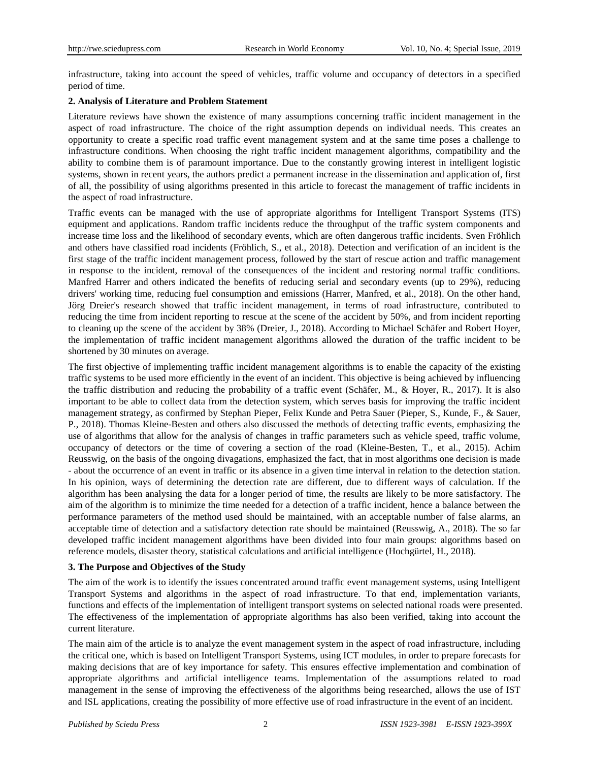infrastructure, taking into account the speed of vehicles, traffic volume and occupancy of detectors in a specified period of time.

## 2. Analysis of Literature and Problem Statement

Literature reviews have shown the existence of many assumptions concerning traffic incident management in the aspect of road infrastructure. The choice of the right assumption depends on individual needs. This creates an opportunity to create a specific road traffic event management system and at the same time poses a challenge to infrastructure conditions. When choosing the right traffic incident management algorithms, compatibility and the ability to combine them is of paramount importance. Due to the constantly growing interest in intelligent logistic systems, shown in recent years, the authors predict a permanent increase in the dissemination and application of, first of all, the possibility of using algorithms presented in this article to forecast the management of traffic incidents in the aspect of road infrastructure.

Traffic events can be managed with the use of appropriate algorithms for Intelligent Transport Systems (ITS) equipment and applications. Random traffic incidents reduce the throughput of the traffic system components and increase time loss and the likelihood of secondary events, which are often dangerous traffic incidents. Sven Fröhlich and others have classified road incidents (Fröhlich, S., et al., 2018). Detection and verification of an incident is the first stage of the traffic incident management process, followed by the start of rescue action and traffic management in response to the incident, removal of the consequences of the incident and restoring normal traffic conditions. Manfred Harrer and others indicated the benefits of reducing serial and secondary events (up to 29%), reducing drivers' working time, reducing fuel consumption and emissions (Harrer, Manfred, et al., 2018). On the other hand, Jörg Dreier's research showed that traffic incident management, in terms of road infrastructure, contributed to reducing the time from incident reporting to rescue at the scene of the accident by 50%, and from incident reporting to cleaning up the scene of the accident by 38% (Dreier, J., 2018). According to Michael Schäfer and Robert Hoyer, the implementation of traffic incident management algorithms allowed the duration of the traffic incident to be shortened by 30 minutes on average.

The first objective of implementing traffic incident management algorithms is to enable the capacity of the existing traffic systems to be used more efficiently in the event of an incident. This objective is being achieved by influencing the traffic distribution and reducing the probability of a traffic event (Schäfer, M., & Hoyer, R., 2017). It is also important to be able to collect data from the detection system, which serves basis for improving the traffic incident management strategy, as confirmed by Stephan Pieper, Felix Kunde and Petra Sauer (Pieper, S., Kunde, F., & Sauer, P., 2018). Thomas Kleine-Besten and others also discussed the methods of detecting traffic events, emphasizing the use of algorithms that allow for the analysis of changes in traffic parameters such as vehicle speed, traffic volume, occupancy of detectors or the time of covering a section of the road (Kleine-Besten, T., et al., 2015). Achim Reusswig, on the basis of the ongoing divagations, emphasized the fact, that in most algorithms one decision is made - about the occurrence of an event in traffic or its absence in a given time interval in relation to the detection station. In his opinion, ways of determining the detection rate are different, due to different ways of calculation. If the algorithm has been analysing the data for a longer period of time, the results are likely to be more satisfactory. The aim of the algorithm is to minimize the time needed for a detection of a traffic incident, hence a balance between the performance parameters of the method used should be maintained, with an acceptable number of false alarms, an acceptable time of detection and a satisfactory detection rate should be maintained (Reusswig, A., 2018). The so far developed traffic incident management algorithms have been divided into four main groups: algorithms based on reference models, disaster theory, statistical calculations and artificial intelligence (Hochgürtel, H., 2018).

## 3. The Purpose and Objectives of the Study

The aim of the work is to identify the issues concentrated around traffic event management systems, using Intelligent Transport Systems and algorithms in the aspect of road infrastructure. To that end, implementation variants, functions and effects of the implementation of intelligent transport systems on selected national roads were presented. The effectiveness of the implementation of appropriate algorithms has also been verified, taking into account the current literature.

The main aim of the article is to analyze the event management system in the aspect of road infrastructure, including the critical one, which is based on Intelligent Transport Systems, using ICT modules, in order to prepare forecasts for making decisions that are of key importance for safety. This ensures effective implementation and combination of appropriate algorithms and artificial intelligence teams. Implementation of the assumptions related to road management in the sense of improving the effectiveness of the algorithms being researched, allows the use of IST and ISL applications, creating the possibility of more effective use of road infrastructure in the event of an incident.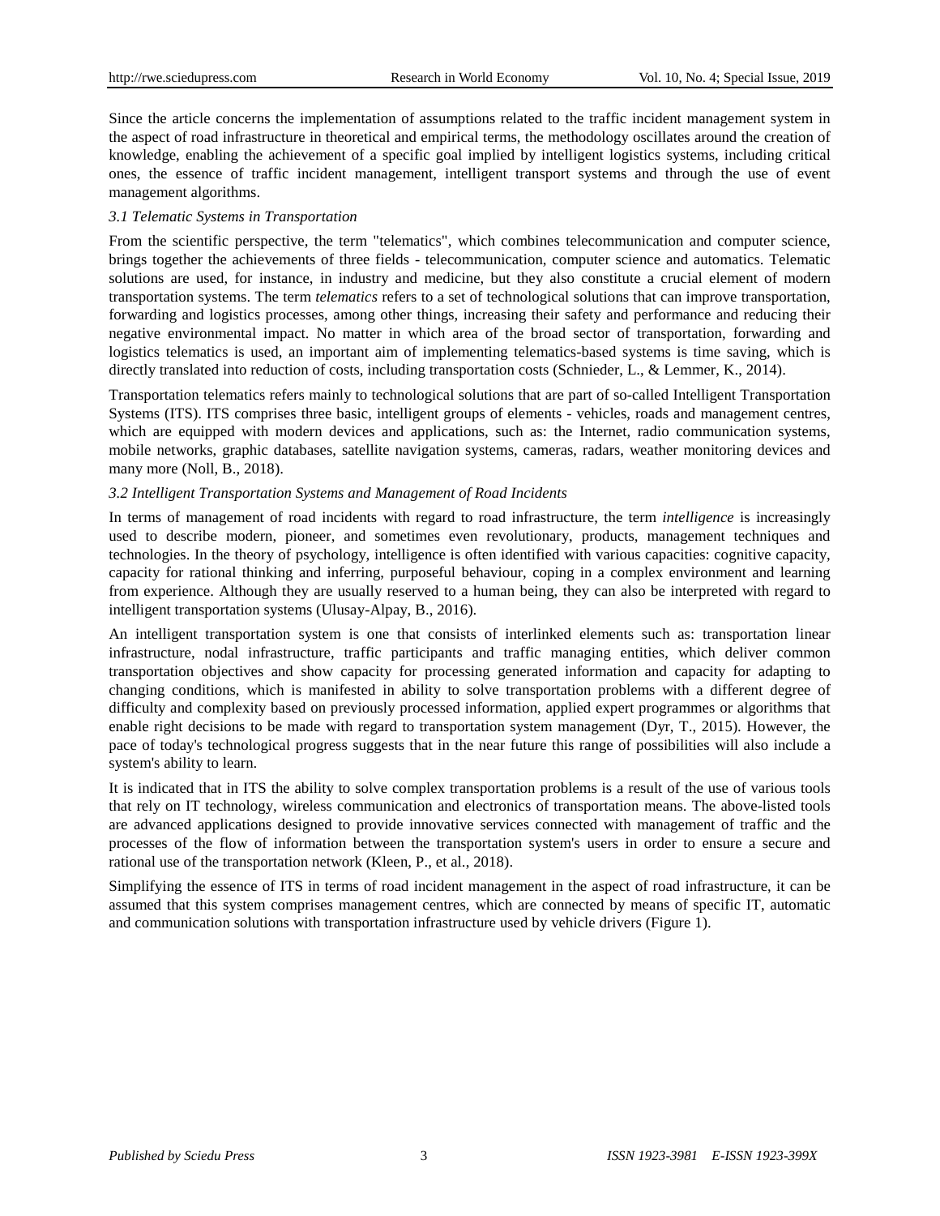Since the article concerns the implementation of assumptions related to the traffic incident management system in the aspect of road infrastructure in theoretical and empirical terms, the methodology oscillates around the creation of knowledge, enabling the achievement of a specific goal implied by intelligent logistics systems, including critical ones, the essence of traffic incident management, intelligent transport systems and through the use of event management algorithms.

### *3.1 Telematic Systems in Transportation*

From the scientific perspective, the term "telematics", which combines telecommunication and computer science, brings together the achievements of three fields - telecommunication, computer science and automatics. Telematic solutions are used, for instance, in industry and medicine, but they also constitute a crucial element of modern transportation systems. The term *telematics* refers to a set of technological solutions that can improve transportation, forwarding and logistics processes, among other things, increasing their safety and performance and reducing their negative environmental impact. No matter in which area of the broad sector of transportation, forwarding and logistics telematics is used, an important aim of implementing telematics-based systems is time saving, which is directly translated into reduction of costs, including transportation costs (Schnieder, L., & Lemmer, K., 2014).

Transportation telematics refers mainly to technological solutions that are part of so-called Intelligent Transportation Systems (ITS). ITS comprises three basic, intelligent groups of elements - vehicles, roads and management centres, which are equipped with modern devices and applications, such as: the Internet, radio communication systems, mobile networks, graphic databases, satellite navigation systems, cameras, radars, weather monitoring devices and many more (Noll, B., 2018).

### *3.2 Intelligent Transportation Systems and Management of Road Incidents*

In terms of management of road incidents with regard to road infrastructure, the term *intelligence* is increasingly used to describe modern, pioneer, and sometimes even revolutionary, products, management techniques and technologies. In the theory of psychology, intelligence is often identified with various capacities: cognitive capacity, capacity for rational thinking and inferring, purposeful behaviour, coping in a complex environment and learning from experience. Although they are usually reserved to a human being, they can also be interpreted with regard to intelligent transportation systems (Ulusay-Alpay, B., 2016).

An intelligent transportation system is one that consists of interlinked elements such as: transportation linear infrastructure, nodal infrastructure, traffic participants and traffic managing entities, which deliver common transportation objectives and show capacity for processing generated information and capacity for adapting to changing conditions, which is manifested in ability to solve transportation problems with a different degree of difficulty and complexity based on previously processed information, applied expert programmes or algorithms that enable right decisions to be made with regard to transportation system management (Dyr, T., 2015). However, the pace of today's technological progress suggests that in the near future this range of possibilities will also include a system's ability to learn.

It is indicated that in ITS the ability to solve complex transportation problems is a result of the use of various tools that rely on IT technology, wireless communication and electronics of transportation means. The above-listed tools are advanced applications designed to provide innovative services connected with management of traffic and the processes of the flow of information between the transportation system's users in order to ensure a secure and rational use of the transportation network (Kleen, P., et al., 2018).

Simplifying the essence of ITS in terms of road incident management in the aspect of road infrastructure, it can be assumed that this system comprises management centres, which are connected by means of specific IT, automatic and communication solutions with transportation infrastructure used by vehicle drivers (Figure 1).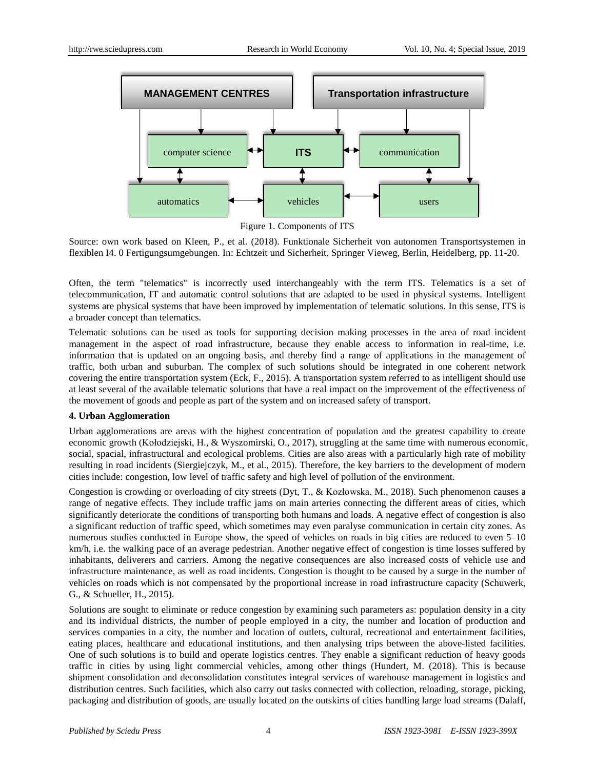Figure 1. Components of ITS

Source: own work based on Kleen, P., et al. (2018). Funktionale Sicherheit von autonomen Transportsystemen in flexiblen I4. 0 Fertigungsumgebungen. In: Echtzeit und Sicherheit. Springer Vieweg, Berlin, Heidelberg, pp. 11-20.

Often, the term "telematics" is incorrectly used interchangeably with the term ITS. Telematics is a set of telecommunication, IT and automatic control solutions that are adapted to be used in physical systems. Intelligent systems are physical systems that have been improved by implementation of telematic solutions. In this sense, ITS is a broader concept than telematics.

Telematic solutions can be used as tools for supporting decision making processes in the area of road incident management in the aspect of road infrastructure, because they enable access to information in real-time, i.e. information that is updated on an ongoing basis, and thereby find a range of applications in the management of traffic, both urban and suburban. The complex of such solutions should be integrated in one coherent network covering the entire transportation system (Eck, F., 2015). A transportation system referred to as intelligent should use at least several of the available telematic solutions that have a real impact on the improvement of the effectiveness of the movement of goods and people as part of the system and on increased safety of transport.

**4. Urban Agglomeration**

Urban agglomerations are areas with the highest concentration of population and the greatest capability to create economic growth (Kołodziejski, H., & Wyszomirski, O., 2017), struggling at the same time with numerous economic, social, spacial, infrastructural and ecological problems. Cities are also areas with a particularly high rate of mobility resulting in road incidents (Siergiejczyk, M., et al., 2015). Therefore, the key barriers to the development of modern cities include: congestion, low level of traffic safety and high level of pollution of the environment.

Congestion is crowding or overloading of city streets (Dyt, T., & Kozłowska, M., 2018). Such phenomenon causes a range of negative effects. They include traffic jams on main arteries connecting the different areas of cities, which significantly deteriorate the conditions of transporting both humans and loads. A negative effect of congestion is also a significant reduction of traffic speed, which sometimes may even paralyse communication in certain city zones. As numerous studies conducted in Europe show, the speed of vehicles on roads in big cities are reduced to even 5–10 km/h, i.e. the walking pace of an average pedestrian. Another negative effect of congestion is time losses suffered by inhabitants, deliverers and carriers. Among the negative consequences are also increased costs of vehicle use and infrastructure maintenance, as well as road incidents. Congestion is thought to be caused by a surge in the number of vehicles on roads which is not compensated by the proportional increase in road infrastructure capacity (Schuwerk, G., & Schueller, H., 2015).

Solutions are sought to eliminate or reduce congestion by examining such parameters as: population density in a city and its individual districts, the number of people employed in a city, the number and location of production and services companies in a city, the number and location of outlets, cultural, recreational and entertainment facilities, eating places, healthcare and educational institutions, and then analysing trips between the above-listed facilities. One of such solutions is to build and operate logistics centres. They enable a significant reduction of heavy goods traffic in cities by using light commercial vehicles, among other things (Hundert, M. (2018). This is because shipment consolidation and deconsolidation constitutes integral services of warehouse management in logistics and distribution centres. Such facilities, which also carry out tasks connected with collection, reloading, storage, picking, packaging and distribution of goods, are usually located on the outskirts of cities handling large load streams (Dalaff,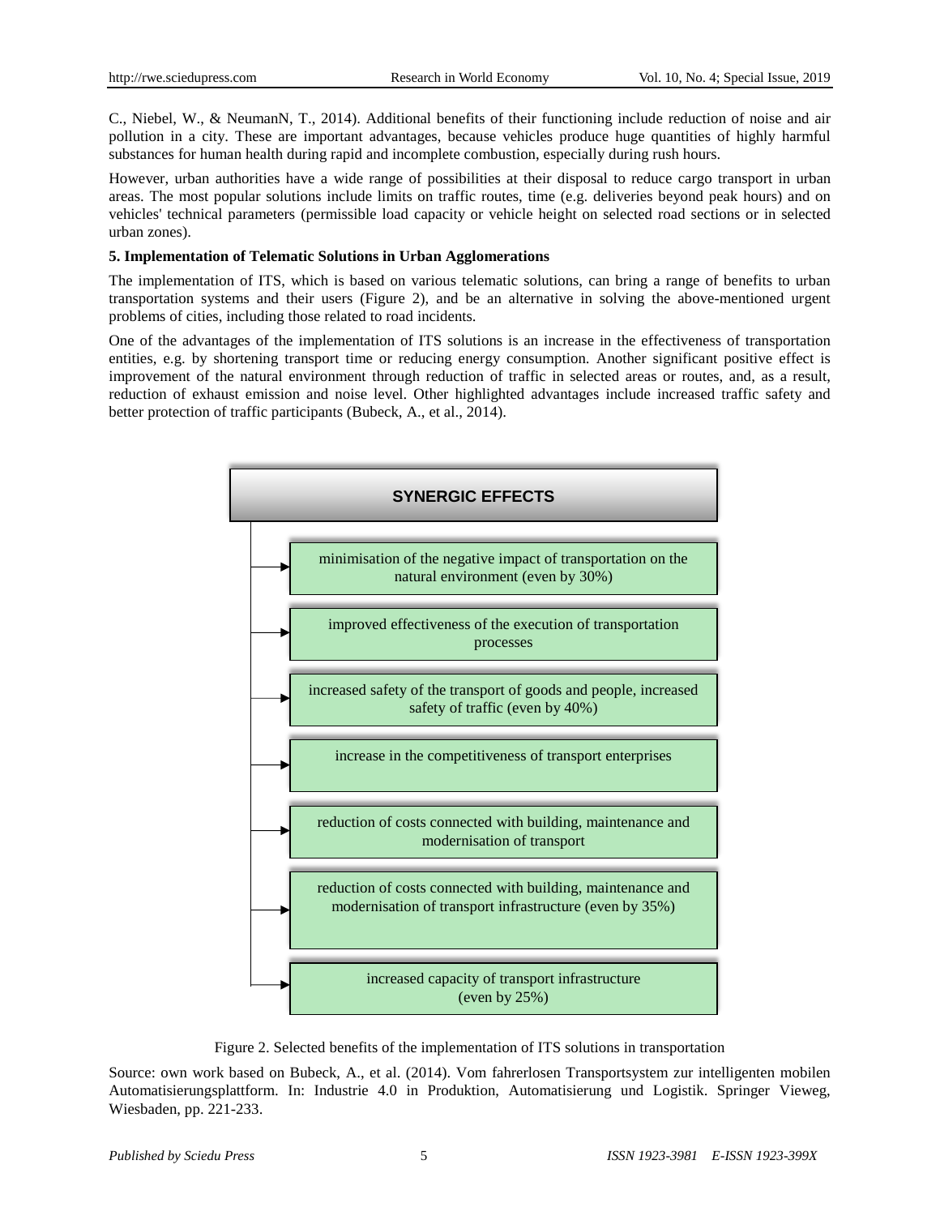C., Niebel, W., & NeumanN, T., 2014). Additional benefits of their functioning include reduction of noise and air pollution in a city. These are important advantages, because vehicles produce huge quantities of highly harmful substances for human health during rapid and incomplete combustion, especially during rush hours.

However, urban authorities have a wide range of possibilities at their disposal to reduce cargo transport in urban areas. The most popular solutions include limits on traffic routes, time (e.g. deliveries beyond peak hours) and on vehicles' technical parameters (permissible load capacity or vehicle height on selected road sections or in selected urban zones).

**5. Implementation of Telematic Solutions in Urban Agglomerations**

The implementation of ITS, which is based on various telematic solutions, can bring a range of benefits to urban transportation systems and their users (Figure 2), and be an alternative in solving the above-mentioned urgent problems of cities, including those related to road incidents.

One of the advantages of the implementation of ITS solutions is an increase in the effectiveness of transportation entities, e.g. by shortening transport time or reducing energy consumption. Another significant positive effect is improvement of the natural environment through reduction of traffic in selected areas or routes, and, as a result, reduction of exhaust emission and noise level. Other highlighted advantages include increased traffic safety and better protection of traffic participants (Bubeck, A., et al., 2014).

**SYNERGIC EFFECTS**

- minimisation of the negative impact of transportation on the natural environment (even by 30%)
- improved effectiveness of the execution of transportation processes
- increased safety of the transport of goods and people, increased safety of traffic (even by 40%)
- increase in the competitiveness of transport enterprises
- reduction of costs connected with building, maintenance and modernisation of transport
- reduction of costs connected with building, maintenance and modernisation of transport infrastructure (even by 35%)
- increased capacity of transport infrastructure (even by 25%)

Figure 2. Selected benefits of the implementation of ITS solutions in transportation

Source: own work based on Bubeck, A., et al. (2014). Vom fahrerlosen Transportsystem zur intelligenten mobilen Automatisierungsplattform. In: Industrie 4.0 in Produktion, Automatisierung und Logistik. Springer Vieweg, Wiesbaden, pp. 221-233.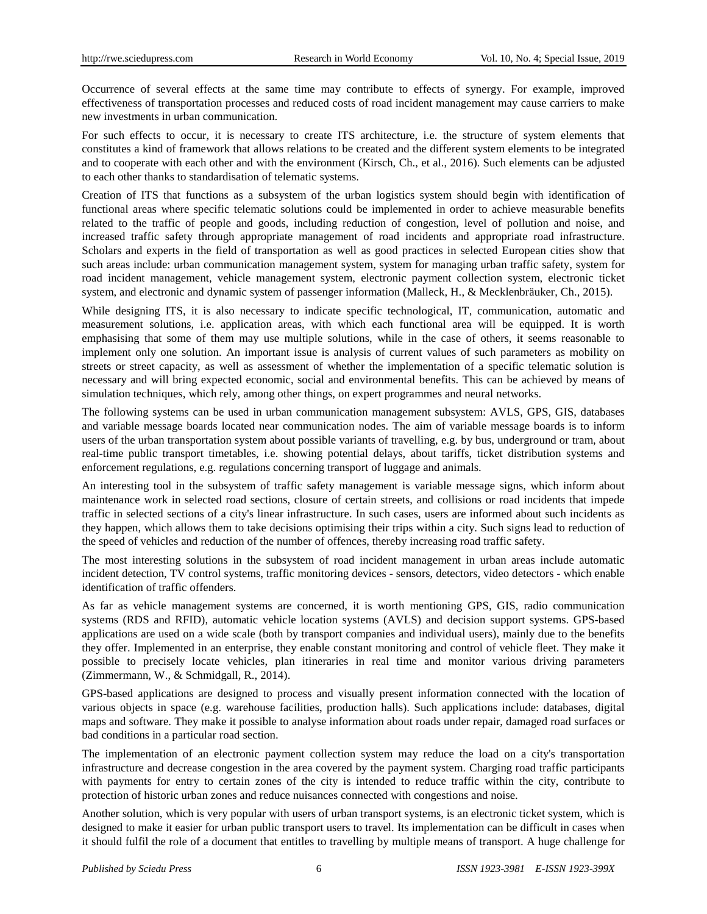Occurrence of several effects at the same time may contribute to effects of synergy. For example, improved effectiveness of transportation processes and reduced costs of road incident management may cause carriers to make new investments in urban communication.

For such effects to occur, it is necessary to create ITS architecture, i.e. the structure of system elements that constitutes a kind of framework that allows relations to be created and the different system elements to be integrated and to cooperate with each other and with the environment (Kirsch, Ch., et al., 2016). Such elements can be adjusted to each other thanks to standardisation of telematic systems.

Creation of ITS that functions as a subsystem of the urban logistics system should begin with identification of functional areas where specific telematic solutions could be implemented in order to achieve measurable benefits related to the traffic of people and goods, including reduction of congestion, level of pollution and noise, and increased traffic safety through appropriate management of road incidents and appropriate road infrastructure. Scholars and experts in the field of transportation as well as good practices in selected European cities show that such areas include: urban communication management system, system for managing urban traffic safety, system for road incident management, vehicle management system, electronic payment collection system, electronic ticket system, and electronic and dynamic system of passenger information (Malleck, H., & Mecklenbräuker, Ch., 2015).

While designing ITS, it is also necessary to indicate specific technological, IT, communication, automatic and measurement solutions, i.e. application areas, with which each functional area will be equipped. It is worth emphasising that some of them may use multiple solutions, while in the case of others, it seems reasonable to implement only one solution. An important issue is analysis of current values of such parameters as mobility on streets or street capacity, as well as assessment of whether the implementation of a specific telematic solution is necessary and will bring expected economic, social and environmental benefits. This can be achieved by means of simulation techniques, which rely, among other things, on expert programmes and neural networks.

The following systems can be used in urban communication management subsystem: AVLS, GPS, GIS, databases and variable message boards located near communication nodes. The aim of variable message boards is to inform users of the urban transportation system about possible variants of travelling, e.g. by bus, underground or tram, about real-time public transport timetables, i.e. showing potential delays, about tariffs, ticket distribution systems and enforcement regulations, e.g. regulations concerning transport of luggage and animals.

An interesting tool in the subsystem of traffic safety management is variable message signs, which inform about maintenance work in selected road sections, closure of certain streets, and collisions or road incidents that impede traffic in selected sections of a city's linear infrastructure. In such cases, users are informed about such incidents as they happen, which allows them to take decisions optimising their trips within a city. Such signs lead to reduction of the speed of vehicles and reduction of the number of offences, thereby increasing road traffic safety.

The most interesting solutions in the subsystem of road incident management in urban areas include automatic incident detection, TV control systems, traffic monitoring devices - sensors, detectors, video detectors - which enable identification of traffic offenders.

As far as vehicle management systems are concerned, it is worth mentioning GPS, GIS, radio communication systems (RDS and RFID), automatic vehicle location systems (AVLS) and decision support systems. GPS-based applications are used on a wide scale (both by transport companies and individual users), mainly due to the benefits they offer. Implemented in an enterprise, they enable constant monitoring and control of vehicle fleet. They make it possible to precisely locate vehicles, plan itineraries in real time and monitor various driving parameters (Zimmermann, W., & Schmidgall, R., 2014).

GPS-based applications are designed to process and visually present information connected with the location of various objects in space (e.g. warehouse facilities, production halls). Such applications include: databases, digital maps and software. They make it possible to analyse information about roads under repair, damaged road surfaces or bad conditions in a particular road section.

The implementation of an electronic payment collection system may reduce the load on a city's transportation infrastructure and decrease congestion in the area covered by the payment system. Charging road traffic participants with payments for entry to certain zones of the city is intended to reduce traffic within the city, contribute to protection of historic urban zones and reduce nuisances connected with congestions and noise.

Another solution, which is very popular with users of urban transport systems, is an electronic ticket system, which is designed to make it easier for urban public transport users to travel. Its implementation can be difficult in cases when it should fulfil the role of a document that entitles to travelling by multiple means of transport. A huge challenge for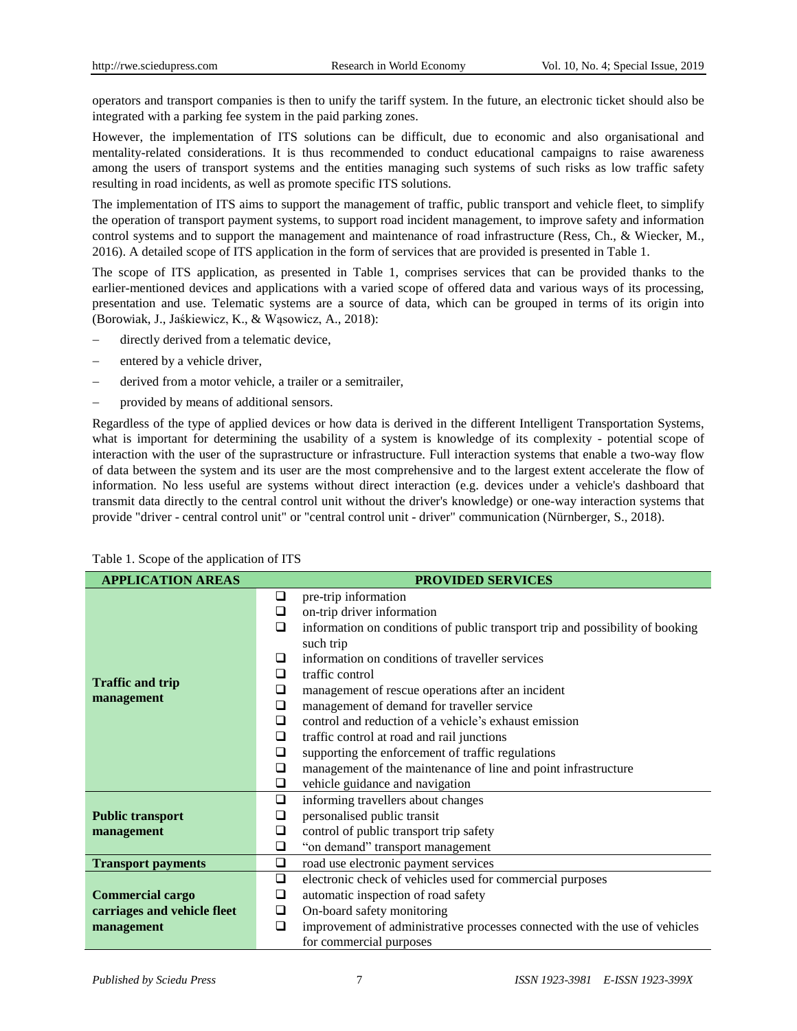operators and transport companies is then to unify the tariff system. In the future, an electronic ticket should also be integrated with a parking fee system in the paid parking zones.

However, the implementation of ITS solutions can be difficult, due to economic and also organisational and mentality-related considerations. It is thus recommended to conduct educational campaigns to raise awareness among the users of transport systems and the entities managing such systems of such risks as low traffic safety resulting in road incidents, as well as promote specific ITS solutions.

The implementation of ITS aims to support the management of traffic, public transport and vehicle fleet, to simplify the operation of transport payment systems, to support road incident management, to improve safety and information control systems and to support the management and maintenance of road infrastructure (Ress, Ch., & Wiecker, M., 2016). A detailed scope of ITS application in the form of services that are provided is presented in Table 1.

The scope of ITS application, as presented in Table 1, comprises services that can be provided thanks to the earlier-mentioned devices and applications with a varied scope of offered data and various ways of its processing, presentation and use. Telematic systems are a source of data, which can be grouped in terms of its origin into (Borowiak, J., Jaśkiewicz, K., & Wąsowicz, A., 2018):

– directly derived from a telematic device,
– entered by a vehicle driver,
– derived from a motor vehicle, a trailer or a semitrailer,
– provided by means of additional sensors.

Regardless of the type of applied devices or how data is derived in the different Intelligent Transportation Systems, what is important for determining the usability of a system is knowledge of its complexity - potential scope of interaction with the user of the suprastructure or infrastructure. Full interaction systems that enable a two-way flow of data between the system and its user are the most comprehensive and to the largest extent accelerate the flow of information. No less useful are systems without direct interaction (e.g. devices under a vehicle's dashboard that transmit data directly to the central control unit without the driver's knowledge) or one-way interaction systems that provide "driver - central control unit" or "central control unit - driver" communication (Nürnberger, S., 2018).

Table 1. Scope of the application of ITS

| APPLICATION AREAS | PROVIDED SERVICES |
|---|---|
| **Traffic and trip management** | ❑ pre-trip information<br>❑ on-trip driver information<br>❑ information on conditions of public transport trip and possibility of booking such trip<br>❑ information on conditions of traveller services<br>❑ traffic control<br>❑ management of rescue operations after an incident<br>❑ management of demand for traveller service<br>❑ control and reduction of a vehicle's exhaust emission<br>❑ traffic control at road and rail junctions<br>❑ supporting the enforcement of traffic regulations<br>❑ management of the maintenance of line and point infrastructure<br>❑ vehicle guidance and navigation |
| **Public transport management** | ❑ informing travellers about changes<br>❑ personalised public transit<br>❑ control of public transport trip safety<br>❑ "on demand" transport management |
| **Transport payments** | ❑ road use electronic payment services |
| **Commercial cargo carriages and vehicle fleet management** | ❑ electronic check of vehicles used for commercial purposes<br>❑ automatic inspection of road safety<br>❑ On-board safety monitoring<br>❑ improvement of administrative processes connected with the use of vehicles for commercial purposes |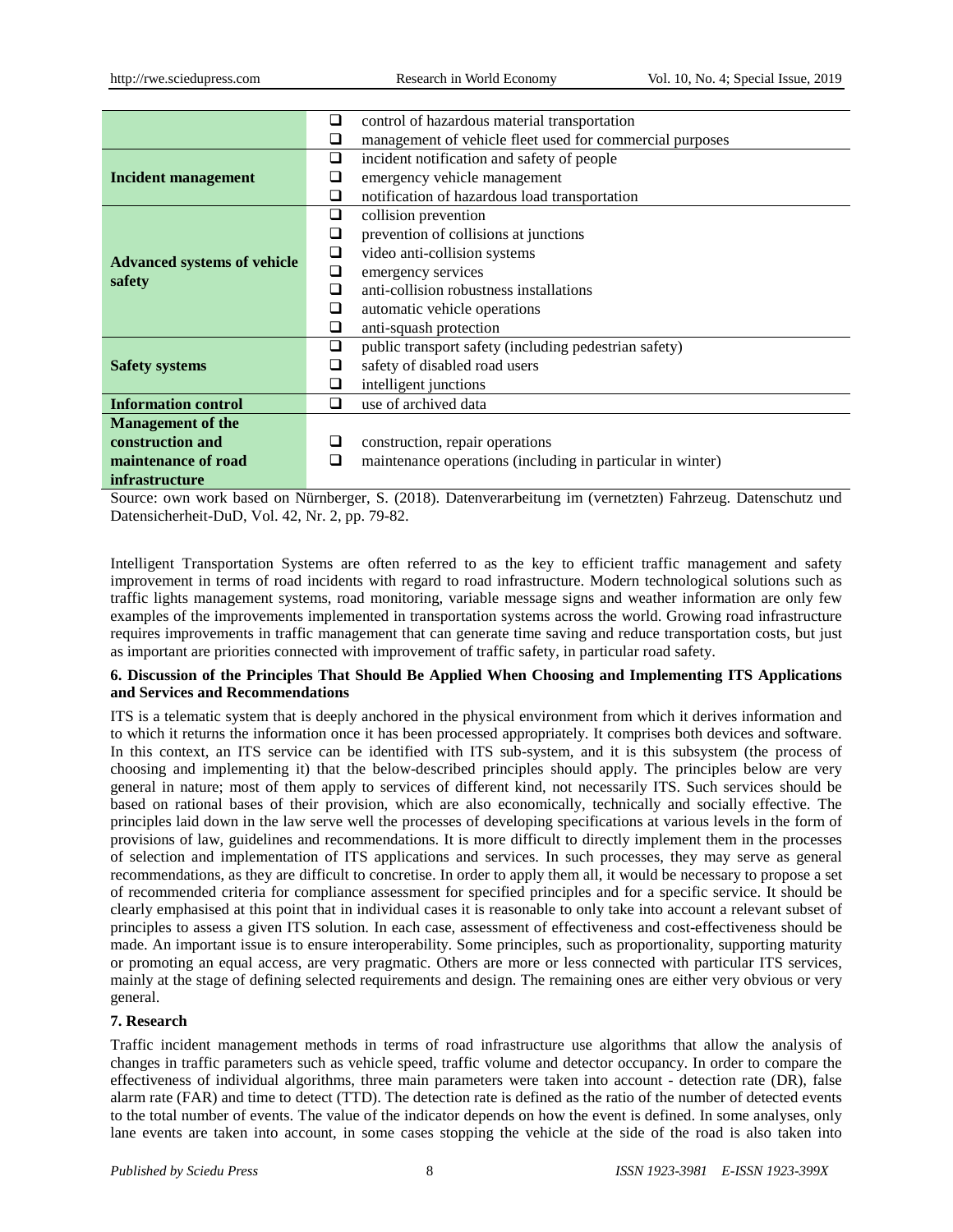| | |
|---|---|
| | ❑ control of hazardous material transportation<br>❑ management of vehicle fleet used for commercial purposes |
| **Incident management** | ❑ incident notification and safety of people<br>❑ emergency vehicle management<br>❑ notification of hazardous load transportation |
| **Advanced systems of vehicle safety** | ❑ collision prevention<br>❑ prevention of collisions at junctions<br>❑ video anti-collision systems<br>❑ emergency services<br>❑ anti-collision robustness installations<br>❑ automatic vehicle operations<br>❑ anti-squash protection |
| **Safety systems** | ❑ public transport safety (including pedestrian safety)<br>❑ safety of disabled road users<br>❑ intelligent junctions |
| **Information control** | ❑ use of archived data |
| **Management of the construction and maintenance of road infrastructure** | ❑ construction, repair operations<br>❑ maintenance operations (including in particular in winter) |

Source: own work based on Nürnberger, S. (2018). Datenverarbeitung im (vernetzten) Fahrzeug. Datenschutz und Datensicherheit-DuD, Vol. 42, Nr. 2, pp. 79-82.

Intelligent Transportation Systems are often referred to as the key to efficient traffic management and safety improvement in terms of road incidents with regard to road infrastructure. Modern technological solutions such as traffic lights management systems, road monitoring, variable message signs and weather information are only few examples of the improvements implemented in transportation systems across the world. Growing road infrastructure requires improvements in traffic management that can generate time saving and reduce transportation costs, but just as important are priorities connected with improvement of traffic safety, in particular road safety.

## 6. Discussion of the Principles That Should Be Applied When Choosing and Implementing ITS Applications and Services and Recommendations

ITS is a telematic system that is deeply anchored in the physical environment from which it derives information and to which it returns the information once it has been processed appropriately. It comprises both devices and software. In this context, an ITS service can be identified with ITS sub-system, and it is this subsystem (the process of choosing and implementing it) that the below-described principles should apply. The principles below are very general in nature; most of them apply to services of different kind, not necessarily ITS. Such services should be based on rational bases of their provision, which are also economically, technically and socially effective. The principles laid down in the law serve well the processes of developing specifications at various levels in the form of provisions of law, guidelines and recommendations. It is more difficult to directly implement them in the processes of selection and implementation of ITS applications and services. In such processes, they may serve as general recommendations, as they are difficult to concretise. In order to apply them all, it would be necessary to propose a set of recommended criteria for compliance assessment for specified principles and for a specific service. It should be clearly emphasised at this point that in individual cases it is reasonable to only take into account a relevant subset of principles to assess a given ITS solution. In each case, assessment of effectiveness and cost-effectiveness should be made. An important issue is to ensure interoperability. Some principles, such as proportionality, supporting maturity or promoting an equal access, are very pragmatic. Others are more or less connected with particular ITS services, mainly at the stage of defining selected requirements and design. The remaining ones are either very obvious or very general.

## 7. Research

Traffic incident management methods in terms of road infrastructure use algorithms that allow the analysis of changes in traffic parameters such as vehicle speed, traffic volume and detector occupancy. In order to compare the effectiveness of individual algorithms, three main parameters were taken into account - detection rate (DR), false alarm rate (FAR) and time to detect (TTD). The detection rate is defined as the ratio of the number of detected events to the total number of events. The value of the indicator depends on how the event is defined. In some analyses, only lane events are taken into account, in some cases stopping the vehicle at the side of the road is also taken into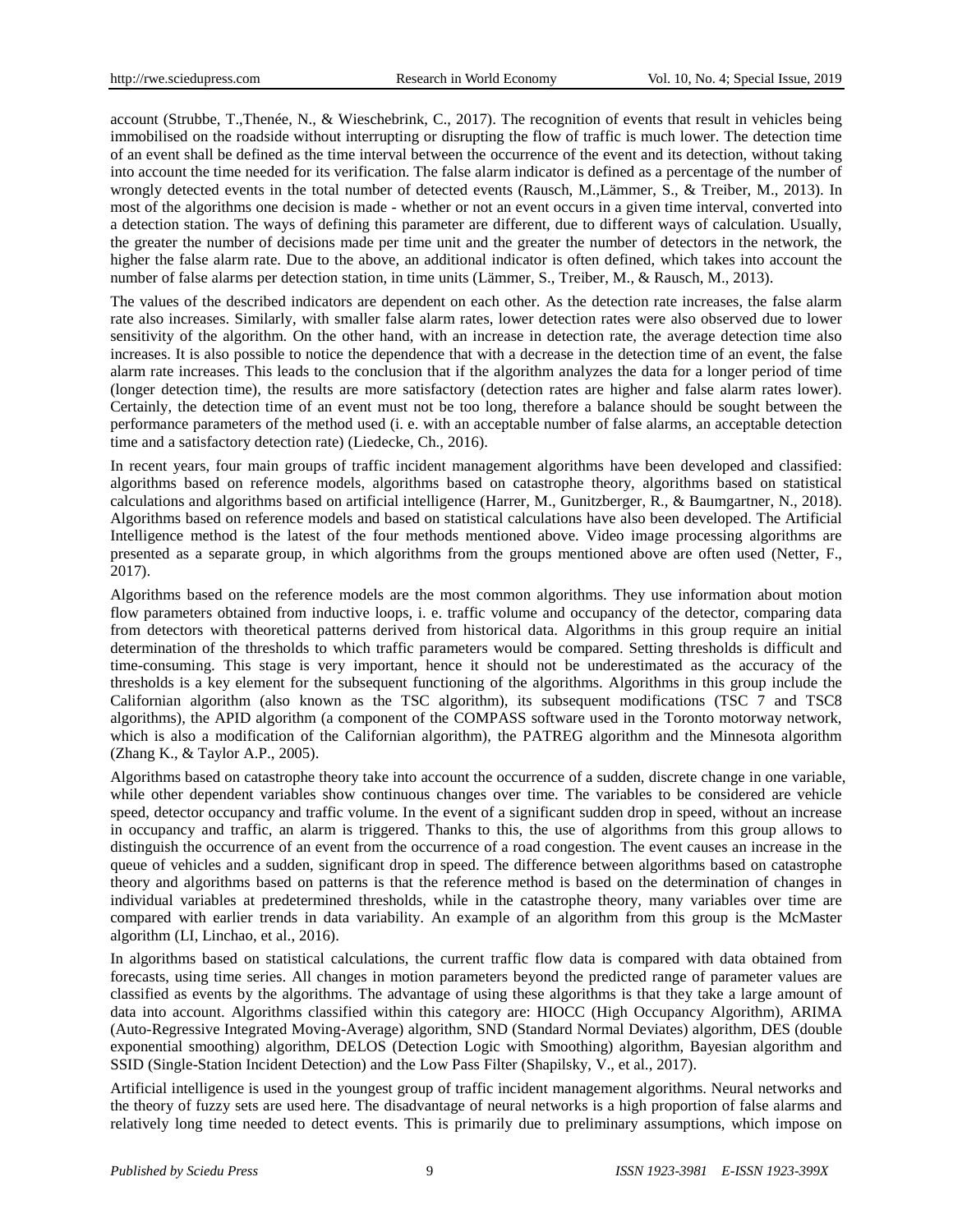account (Strubbe, T.,Thenée, N., & Wieschebrink, C., 2017). The recognition of events that result in vehicles being immobilised on the roadside without interrupting or disrupting the flow of traffic is much lower. The detection time of an event shall be defined as the time interval between the occurrence of the event and its detection, without taking into account the time needed for its verification. The false alarm indicator is defined as a percentage of the number of wrongly detected events in the total number of detected events (Rausch, M.,Lämmer, S., & Treiber, M., 2013). In most of the algorithms one decision is made - whether or not an event occurs in a given time interval, converted into a detection station. The ways of defining this parameter are different, due to different ways of calculation. Usually, the greater the number of decisions made per time unit and the greater the number of detectors in the network, the higher the false alarm rate. Due to the above, an additional indicator is often defined, which takes into account the number of false alarms per detection station, in time units (Lämmer, S., Treiber, M., & Rausch, M., 2013).

The values of the described indicators are dependent on each other. As the detection rate increases, the false alarm rate also increases. Similarly, with smaller false alarm rates, lower detection rates were also observed due to lower sensitivity of the algorithm. On the other hand, with an increase in detection rate, the average detection time also increases. It is also possible to notice the dependence that with a decrease in the detection time of an event, the false alarm rate increases. This leads to the conclusion that if the algorithm analyzes the data for a longer period of time (longer detection time), the results are more satisfactory (detection rates are higher and false alarm rates lower). Certainly, the detection time of an event must not be too long, therefore a balance should be sought between the performance parameters of the method used (i. e. with an acceptable number of false alarms, an acceptable detection time and a satisfactory detection rate) (Liedecke, Ch., 2016).

In recent years, four main groups of traffic incident management algorithms have been developed and classified: algorithms based on reference models, algorithms based on catastrophe theory, algorithms based on statistical calculations and algorithms based on artificial intelligence (Harrer, M., Gunitzberger, R., & Baumgartner, N., 2018). Algorithms based on reference models and based on statistical calculations have also been developed. The Artificial Intelligence method is the latest of the four methods mentioned above. Video image processing algorithms are presented as a separate group, in which algorithms from the groups mentioned above are often used (Netter, F., 2017).

Algorithms based on the reference models are the most common algorithms. They use information about motion flow parameters obtained from inductive loops, i. e. traffic volume and occupancy of the detector, comparing data from detectors with theoretical patterns derived from historical data. Algorithms in this group require an initial determination of the thresholds to which traffic parameters would be compared. Setting thresholds is difficult and time-consuming. This stage is very important, hence it should not be underestimated as the accuracy of the thresholds is a key element for the subsequent functioning of the algorithms. Algorithms in this group include the Californian algorithm (also known as the TSC algorithm), its subsequent modifications (TSC 7 and TSC8 algorithms), the APID algorithm (a component of the COMPASS software used in the Toronto motorway network, which is also a modification of the Californian algorithm), the PATREG algorithm and the Minnesota algorithm (Zhang K., & Taylor A.P., 2005).

Algorithms based on catastrophe theory take into account the occurrence of a sudden, discrete change in one variable, while other dependent variables show continuous changes over time. The variables to be considered are vehicle speed, detector occupancy and traffic volume. In the event of a significant sudden drop in speed, without an increase in occupancy and traffic, an alarm is triggered. Thanks to this, the use of algorithms from this group allows to distinguish the occurrence of an event from the occurrence of a road congestion. The event causes an increase in the queue of vehicles and a sudden, significant drop in speed. The difference between algorithms based on catastrophe theory and algorithms based on patterns is that the reference method is based on the determination of changes in individual variables at predetermined thresholds, while in the catastrophe theory, many variables over time are compared with earlier trends in data variability. An example of an algorithm from this group is the McMaster algorithm (LI, Linchao, et al., 2016).

In algorithms based on statistical calculations, the current traffic flow data is compared with data obtained from forecasts, using time series. All changes in motion parameters beyond the predicted range of parameter values are classified as events by the algorithms. The advantage of using these algorithms is that they take a large amount of data into account. Algorithms classified within this category are: HIOCC (High Occupancy Algorithm), ARIMA (Auto-Regressive Integrated Moving-Average) algorithm, SND (Standard Normal Deviates) algorithm, DES (double exponential smoothing) algorithm, DELOS (Detection Logic with Smoothing) algorithm, Bayesian algorithm and SSID (Single-Station Incident Detection) and the Low Pass Filter (Shapilsky, V., et al., 2017).

Artificial intelligence is used in the youngest group of traffic incident management algorithms. Neural networks and the theory of fuzzy sets are used here. The disadvantage of neural networks is a high proportion of false alarms and relatively long time needed to detect events. This is primarily due to preliminary assumptions, which impose on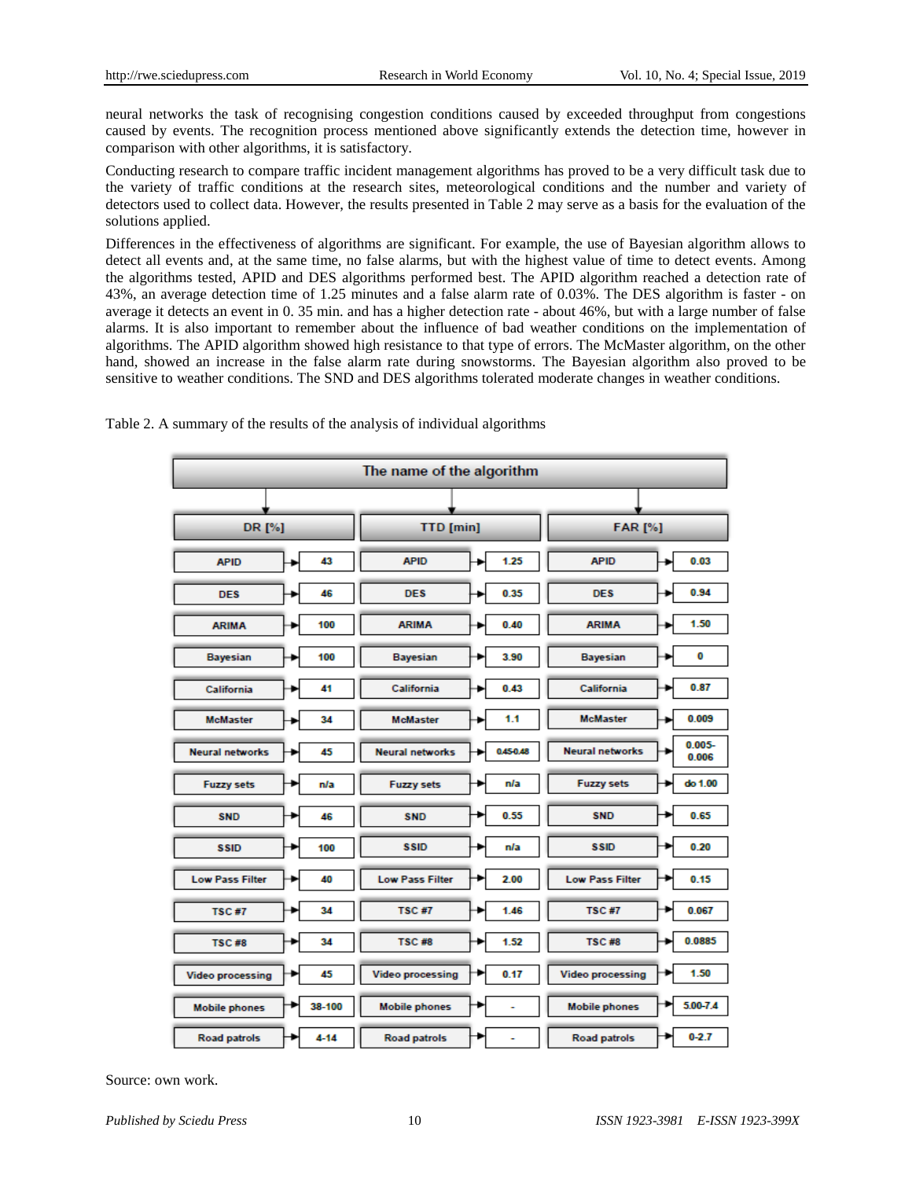neural networks the task of recognising congestion conditions caused by exceeded throughput from congestions caused by events. The recognition process mentioned above significantly extends the detection time, however in comparison with other algorithms, it is satisfactory.

Conducting research to compare traffic incident management algorithms has proved to be a very difficult task due to the variety of traffic conditions at the research sites, meteorological conditions and the number and variety of detectors used to collect data. However, the results presented in Table 2 may serve as a basis for the evaluation of the solutions applied.

Differences in the effectiveness of algorithms are significant. For example, the use of Bayesian algorithm allows to detect all events and, at the same time, no false alarms, but with the highest value of time to detect events. Among the algorithms tested, APID and DES algorithms performed best. The APID algorithm reached a detection rate of 43%, an average detection time of 1.25 minutes and a false alarm rate of 0.03%. The DES algorithm is faster - on average it detects an event in 0. 35 min. and has a higher detection rate - about 46%, but with a large number of false alarms. It is also important to remember about the influence of bad weather conditions on the implementation of algorithms. The APID algorithm showed high resistance to that type of errors. The McMaster algorithm, on the other hand, showed an increase in the false alarm rate during snowstorms. The Bayesian algorithm also proved to be sensitive to weather conditions. The SND and DES algorithms tolerated moderate changes in weather conditions.

Table 2. A summary of the results of the analysis of individual algorithms

| The name of the algorithm | DR [%] | TTD [min] | FAR [%] |
|---|---|---|---|
| APID | 43 | 1.25 | 0.03 |
| DES | 46 | 0.35 | 0.94 |
| ARIMA | 100 | 0.40 | 1.50 |
| Bayesian | 100 | 3.90 | 0 |
| California | 41 | 0.43 | 0.87 |
| McMaster | 34 | 1.1 | 0.009 |
| Neural networks | 45 | 0.45-0.48 | 0.005-0.006 |
| Fuzzy sets | n/a | n/a | do 1.00 |
| SND | 46 | 0.55 | 0.65 |
| SSID | 100 | n/a | 0.20 |
| Low Pass Filter | 40 | 2.00 | 0.15 |
| TSC #7 | 34 | 1.46 | 0.067 |
| TSC #8 | 34 | 1.52 | 0.0885 |
| Video processing | 45 | 0.17 | 1.50 |
| Mobile phones | 38-100 | - | 5.00-7.4 |
| Road patrols | 4-14 | - | 0-2.7 |

Source: own work.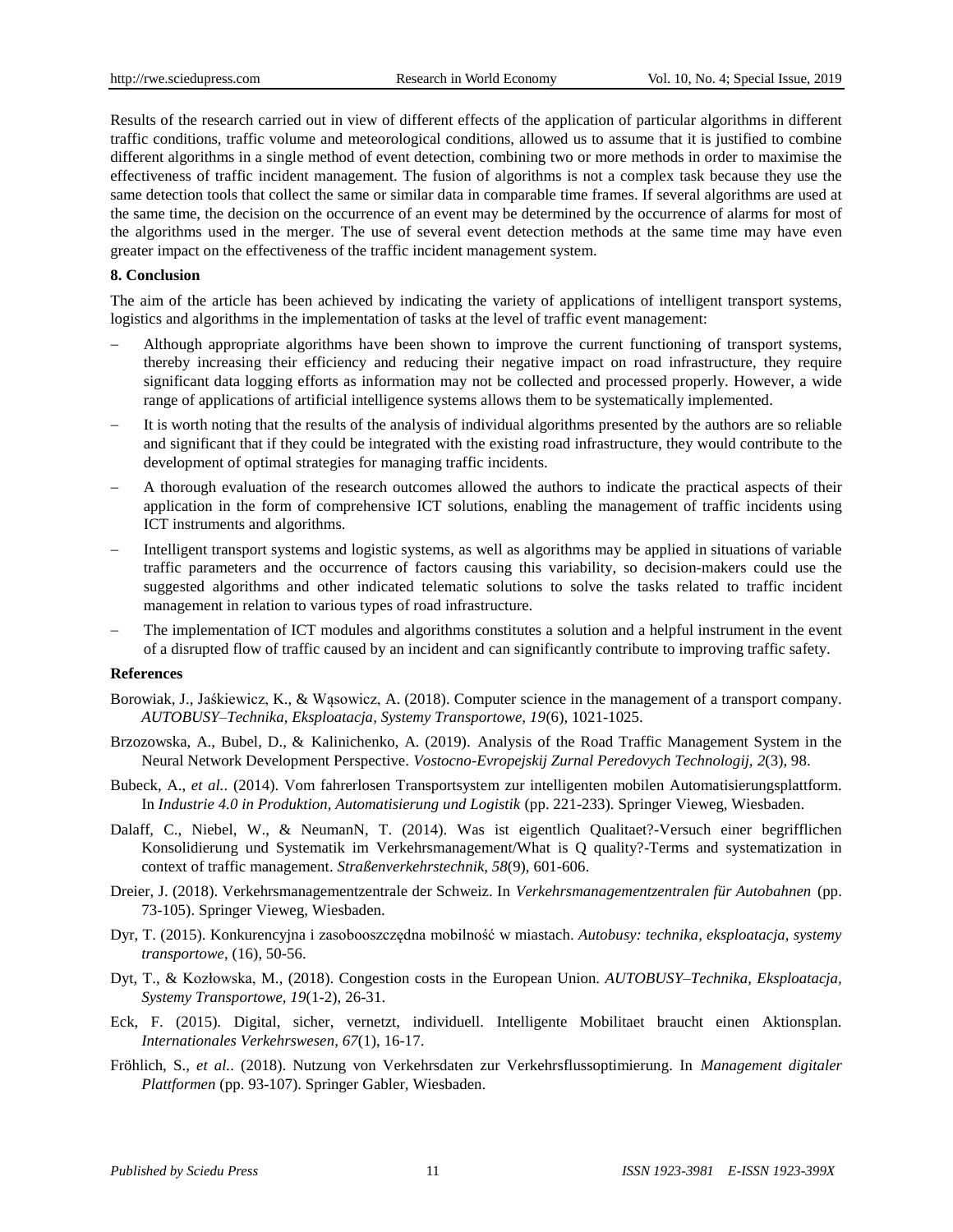Results of the research carried out in view of different effects of the application of particular algorithms in different traffic conditions, traffic volume and meteorological conditions, allowed us to assume that it is justified to combine different algorithms in a single method of event detection, combining two or more methods in order to maximise the effectiveness of traffic incident management. The fusion of algorithms is not a complex task because they use the same detection tools that collect the same or similar data in comparable time frames. If several algorithms are used at the same time, the decision on the occurrence of an event may be determined by the occurrence of alarms for most of the algorithms used in the merger. The use of several event detection methods at the same time may have even greater impact on the effectiveness of the traffic incident management system.

## 8. Conclusion

The aim of the article has been achieved by indicating the variety of applications of intelligent transport systems, logistics and algorithms in the implementation of tasks at the level of traffic event management:

- Although appropriate algorithms have been shown to improve the current functioning of transport systems, thereby increasing their efficiency and reducing their negative impact on road infrastructure, they require significant data logging efforts as information may not be collected and processed properly. However, a wide range of applications of artificial intelligence systems allows them to be systematically implemented.
- It is worth noting that the results of the analysis of individual algorithms presented by the authors are so reliable and significant that if they could be integrated with the existing road infrastructure, they would contribute to the development of optimal strategies for managing traffic incidents.
- A thorough evaluation of the research outcomes allowed the authors to indicate the practical aspects of their application in the form of comprehensive ICT solutions, enabling the management of traffic incidents using ICT instruments and algorithms.
- Intelligent transport systems and logistic systems, as well as algorithms may be applied in situations of variable traffic parameters and the occurrence of factors causing this variability, so decision-makers could use the suggested algorithms and other indicated telematic solutions to solve the tasks related to traffic incident management in relation to various types of road infrastructure.
- The implementation of ICT modules and algorithms constitutes a solution and a helpful instrument in the event of a disrupted flow of traffic caused by an incident and can significantly contribute to improving traffic safety.

## References

Borowiak, J., Jaśkiewicz, K., & Wąsowicz, A. (2018). Computer science in the management of a transport company. *AUTOBUSY–Technika, Eksploatacja, Systemy Transportowe, 19*(6), 1021-1025.

Brzozowska, A., Bubel, D., & Kalinichenko, A. (2019). Analysis of the Road Traffic Management System in the Neural Network Development Perspective. *Vostocno-Evropejskij Zurnal Peredovych Technologij, 2*(3), 98.

Bubeck, A., *et al.*. (2014). Vom fahrerlosen Transportsystem zur intelligenten mobilen Automatisierungsplattform. In *Industrie 4.0 in Produktion, Automatisierung und Logistik* (pp. 221-233). Springer Vieweg, Wiesbaden.

Dalaff, C., Niebel, W., & NeumanN, T. (2014). Was ist eigentlich Qualitaet?-Versuch einer begrifflichen Konsolidierung und Systematik im Verkehrsmanagement/What is Q quality?-Terms and systematization in context of traffic management. *Straßenverkehrstechnik, 58*(9), 601-606.

Dreier, J. (2018). Verkehrsmanagementzentrale der Schweiz. In *Verkehrsmanagementzentralen für Autobahnen* (pp. 73-105). Springer Vieweg, Wiesbaden.

Dyr, T. (2015). Konkurencyjna i zasobooszczędna mobilność w miastach. *Autobusy: technika, eksploatacja, systemy transportowe*, (16), 50-56.

Dyt, T., & Kozłowska, M., (2018). Congestion costs in the European Union. *AUTOBUSY–Technika, Eksploatacja, Systemy Transportowe, 19*(1-2), 26-31.

Eck, F. (2015). Digital, sicher, vernetzt, individuell. Intelligente Mobilitaet braucht einen Aktionsplan. *Internationales Verkehrswesen, 67*(1), 16-17.

Fröhlich, S., *et al.*. (2018). Nutzung von Verkehrsdaten zur Verkehrsflussoptimierung. In *Management digitaler Plattformen* (pp. 93-107). Springer Gabler, Wiesbaden.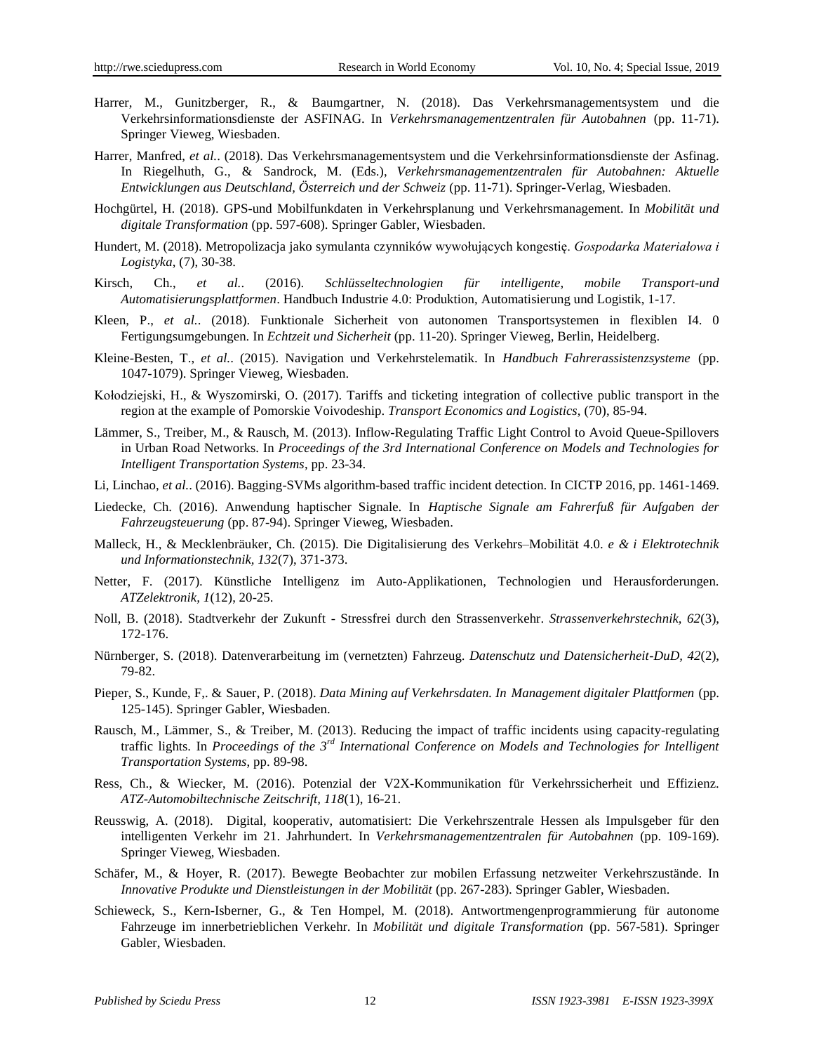Harrer, M., Gunitzberger, R., & Baumgartner, N. (2018). Das Verkehrsmanagementsystem und die Verkehrsinformationsdienste der ASFINAG. In *Verkehrsmanagementzentralen für Autobahnen* (pp. 11-71). Springer Vieweg, Wiesbaden.

Harrer, Manfred, *et al.*. (2018). Das Verkehrsmanagementsystem und die Verkehrsinformationsdienste der Asfinag. In Riegelhuth, G., & Sandrock, M. (Eds.), *Verkehrsmanagementzentralen für Autobahnen: Aktuelle Entwicklungen aus Deutschland, Österreich und der Schweiz* (pp. 11-71). Springer-Verlag, Wiesbaden.

Hochgürtel, H. (2018). GPS-und Mobilfunkdaten in Verkehrsplanung und Verkehrsmanagement. In *Mobilität und digitale Transformation* (pp. 597-608). Springer Gabler, Wiesbaden.

Hundert, M. (2018). Metropolizacja jako symulanta czynników wywołujących kongestię. *Gospodarka Materiałowa i Logistyka*, (7), 30-38.

Kirsch, Ch., *et al.*. (2016). *Schlüsseltechnologien für intelligente, mobile Transport-und Automatisierungsplattformen*. Handbuch Industrie 4.0: Produktion, Automatisierung und Logistik, 1-17.

Kleen, P., *et al.*. (2018). Funktionale Sicherheit von autonomen Transportsystemen in flexiblen I4. 0 Fertigungsumgebungen. In *Echtzeit und Sicherheit* (pp. 11-20). Springer Vieweg, Berlin, Heidelberg.

Kleine-Besten, T., *et al.*. (2015). Navigation und Verkehrstelematik. In *Handbuch Fahrerassistenzsysteme* (pp. 1047-1079). Springer Vieweg, Wiesbaden.

Kołodziejski, H., & Wyszomirski, O. (2017). Tariffs and ticketing integration of collective public transport in the region at the example of Pomorskie Voivodeship. *Transport Economics and Logistics*, (70), 85-94.

Lämmer, S., Treiber, M., & Rausch, M. (2013). Inflow-Regulating Traffic Light Control to Avoid Queue-Spillovers in Urban Road Networks. In *Proceedings of the 3rd International Conference on Models and Technologies for Intelligent Transportation Systems*, pp. 23-34.

Li, Linchao, *et al.*. (2016). Bagging-SVMs algorithm-based traffic incident detection. In CICTP 2016, pp. 1461-1469.

Liedecke, Ch. (2016). Anwendung haptischer Signale. In *Haptische Signale am Fahrerfuß für Aufgaben der Fahrzeugsteuerung* (pp. 87-94). Springer Vieweg, Wiesbaden.

Malleck, H., & Mecklenbräuker, Ch. (2015). Die Digitalisierung des Verkehrs–Mobilität 4.0. *e & i Elektrotechnik und Informationstechnik, 132*(7), 371-373.

Netter, F. (2017). Künstliche Intelligenz im Auto-Applikationen, Technologien und Herausforderungen. *ATZelektronik, 1*(12), 20-25.

Noll, B. (2018). Stadtverkehr der Zukunft - Stressfrei durch den Strassenverkehr. *Strassenverkehrstechnik, 62*(3), 172-176.

Nürnberger, S. (2018). Datenverarbeitung im (vernetzten) Fahrzeug. *Datenschutz und Datensicherheit-DuD, 42*(2), 79-82.

Pieper, S., Kunde, F,. & Sauer, P. (2018). *Data Mining auf Verkehrsdaten. In Management digitaler Plattformen* (pp. 125-145). Springer Gabler, Wiesbaden.

Rausch, M., Lämmer, S., & Treiber, M. (2013). Reducing the impact of traffic incidents using capacity-regulating traffic lights. In *Proceedings of the 3rd International Conference on Models and Technologies for Intelligent Transportation Systems*, pp. 89-98.

Ress, Ch., & Wiecker, M. (2016). Potenzial der V2X-Kommunikation für Verkehrssicherheit und Effizienz. *ATZ-Automobiltechnische Zeitschrift, 118*(1), 16-21.

Reusswig, A. (2018). Digital, kooperativ, automatisiert: Die Verkehrszentrale Hessen als Impulsgeber für den intelligenten Verkehr im 21. Jahrhundert. In *Verkehrsmanagementzentralen für Autobahnen* (pp. 109-169). Springer Vieweg, Wiesbaden.

Schäfer, M., & Hoyer, R. (2017). Bewegte Beobachter zur mobilen Erfassung netzweiter Verkehrszustände. In *Innovative Produkte und Dienstleistungen in der Mobilität* (pp. 267-283). Springer Gabler, Wiesbaden.

Schieweck, S., Kern-Isberner, G., & Ten Hompel, M. (2018). Antwortmengenprogrammierung für autonome Fahrzeuge im innerbetrieblichen Verkehr. In *Mobilität und digitale Transformation* (pp. 567-581). Springer Gabler, Wiesbaden.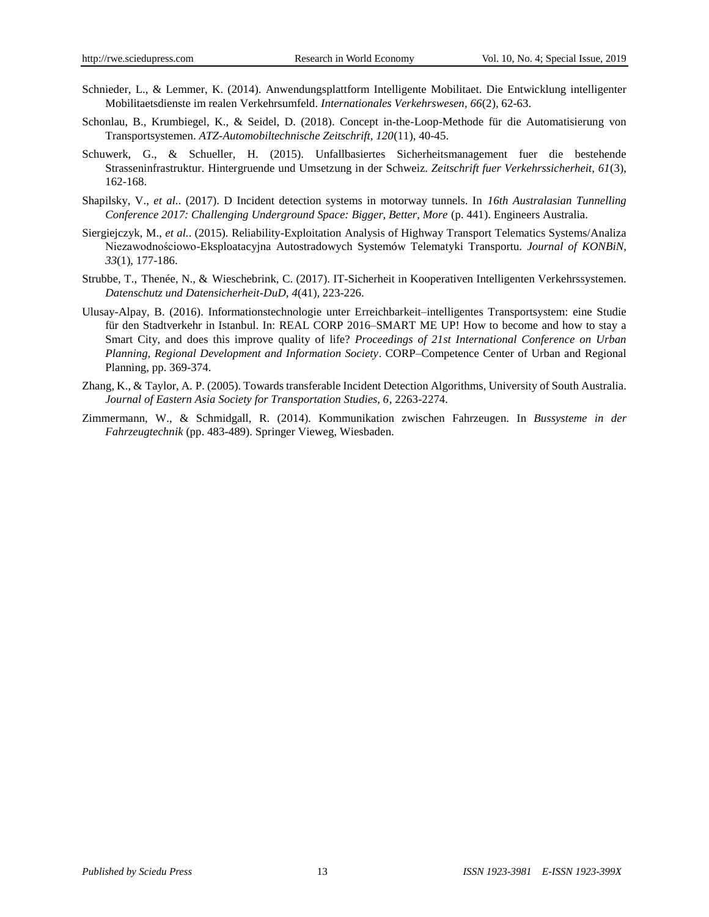Schnieder, L., & Lemmer, K. (2014). Anwendungsplattform Intelligente Mobilitaet. Die Entwicklung intelligenter Mobilitaetsdienste im realen Verkehrsumfeld. *Internationales Verkehrswesen, 66*(2), 62-63.

Schonlau, B., Krumbiegel, K., & Seidel, D. (2018). Concept in-the-Loop-Methode für die Automatisierung von Transportsystemen. *ATZ-Automobiltechnische Zeitschrift, 120*(11), 40-45.

Schuwerk, G., & Schueller, H. (2015). Unfallbasiertes Sicherheitsmanagement fuer die bestehende Strasseninfrastruktur. Hintergruende und Umsetzung in der Schweiz. *Zeitschrift fuer Verkehrssicherheit, 61*(3), 162-168.

Shapilsky, V., *et al.*. (2017). D Incident detection systems in motorway tunnels. In *16th Australasian Tunnelling Conference 2017: Challenging Underground Space: Bigger, Better, More* (p. 441). Engineers Australia.

Siergiejczyk, M., *et al.*. (2015). Reliability-Exploitation Analysis of Highway Transport Telematics Systems/Analiza Niezawodnościowo-Eksploatacyjna Autostradowych Systemów Telematyki Transportu. *Journal of KONBiN, 33*(1), 177-186.

Strubbe, T., Thenée, N., & Wieschebrink, C. (2017). IT-Sicherheit in Kooperativen Intelligenten Verkehrssystemen. *Datenschutz und Datensicherheit-DuD, 4*(41), 223-226.

Ulusay-Alpay, B. (2016). Informationstechnologie unter Erreichbarkeit–intelligentes Transportsystem: eine Studie für den Stadtverkehr in Istanbul. In: REAL CORP 2016–SMART ME UP! How to become and how to stay a Smart City, and does this improve quality of life? *Proceedings of 21st International Conference on Urban Planning, Regional Development and Information Society*. CORP–Competence Center of Urban and Regional Planning, pp. 369-374.

Zhang, K., & Taylor, A. P. (2005). Towards transferable Incident Detection Algorithms, University of South Australia. *Journal of Eastern Asia Society for Transportation Studies, 6*, 2263-2274.

Zimmermann, W., & Schmidgall, R. (2014). Kommunikation zwischen Fahrzeugen. In *Bussysteme in der Fahrzeugtechnik* (pp. 483-489). Springer Vieweg, Wiesbaden.